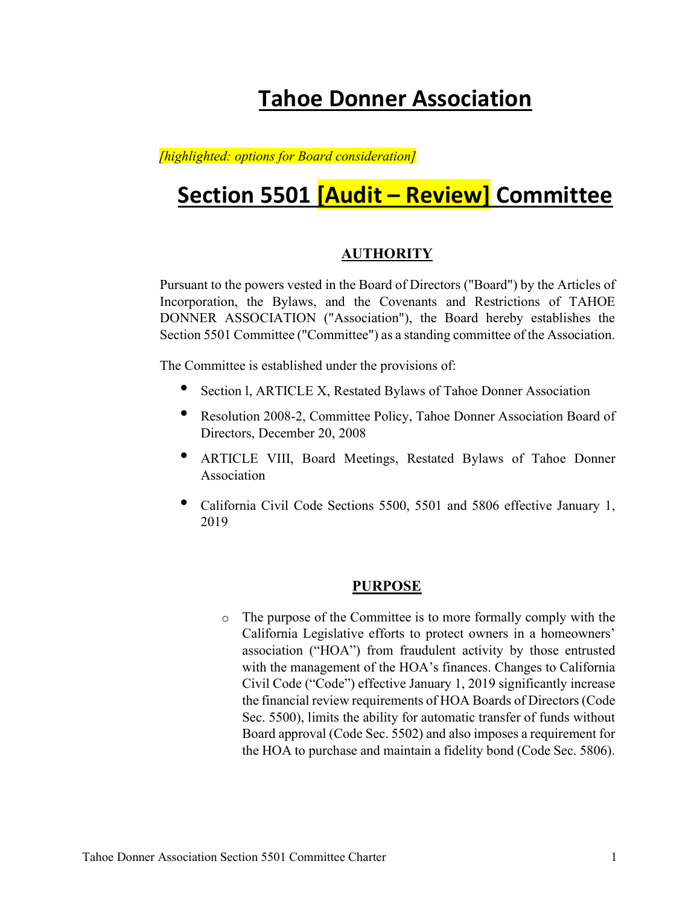# Tahoe Donner Association

*[highlighted: options for Board consideration]*

# Section 5501 [Audit – Review] Committee

## AUTHORITY

Pursuant to the powers vested in the Board of Directors ("Board") by the Articles of Incorporation, the Bylaws, and the Covenants and Restrictions of TAHOE DONNER ASSOCIATION ("Association"), the Board hereby establishes the Section 5501 Committee ("Committee") as a standing committee of the Association.

The Committee is established under the provisions of:

- Section l, ARTICLE X, Restated Bylaws of Tahoe Donner Association
- Resolution 2008-2, Committee Policy, Tahoe Donner Association Board of Directors, December 20, 2008
- ARTICLE VIII, Board Meetings, Restated Bylaws of Tahoe Donner Association
- California Civil Code Sections 5500, 5501 and 5806 effective January 1, 2019

## PURPOSE

- The purpose of the Committee is to more formally comply with the California Legislative efforts to protect owners in a homeowners' association ("HOA") from fraudulent activity by those entrusted with the management of the HOA's finances. Changes to California Civil Code ("Code") effective January 1, 2019 significantly increase the financial review requirements of HOA Boards of Directors (Code Sec. 5500), limits the ability for automatic transfer of funds without Board approval (Code Sec. 5502) and also imposes a requirement for the HOA to purchase and maintain a fidelity bond (Code Sec. 5806).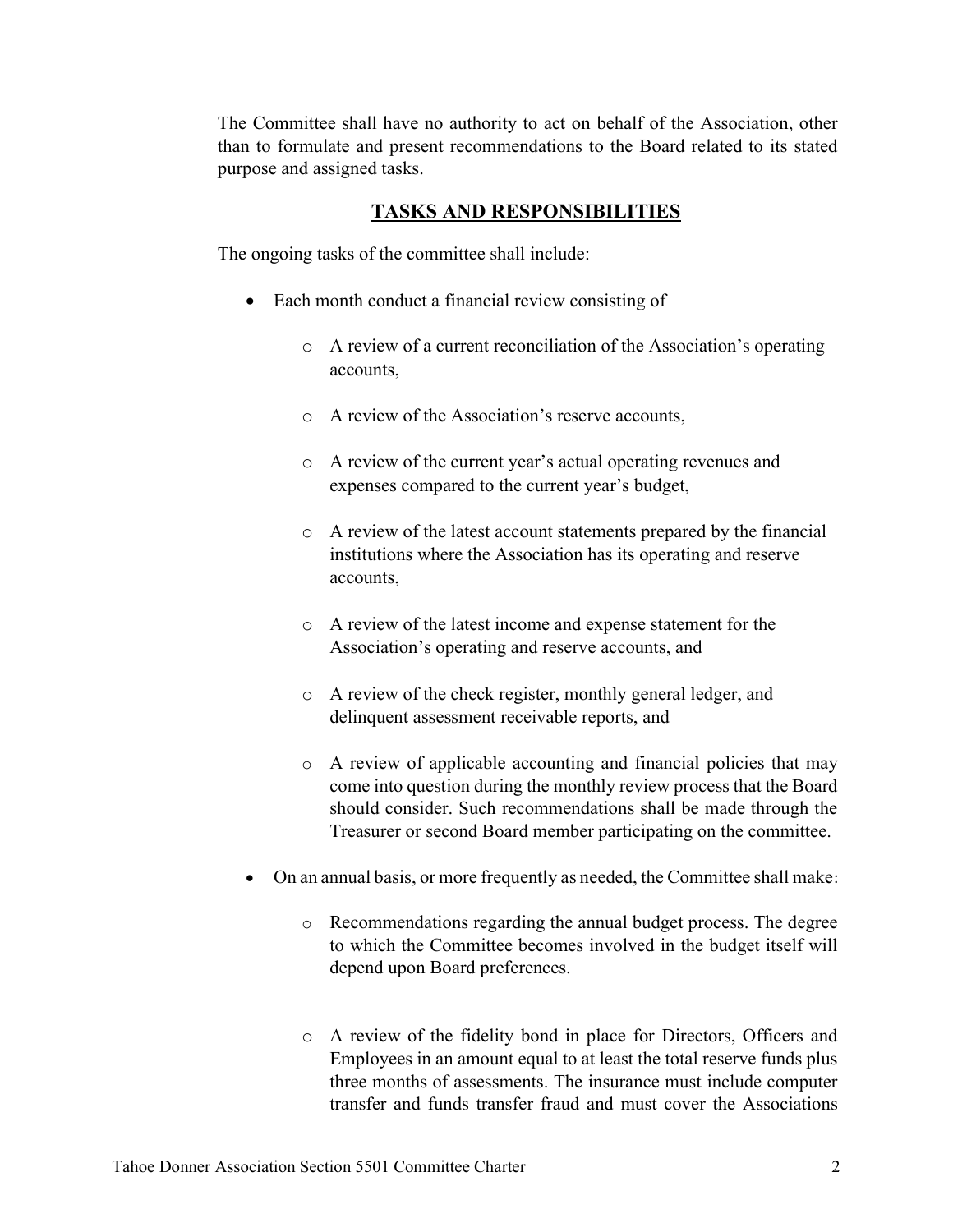The Committee shall have no authority to act on behalf of the Association, other than to formulate and present recommendations to the Board related to its stated purpose and assigned tasks.

## TASKS AND RESPONSIBILITIES

The ongoing tasks of the committee shall include:

- Each month conduct a financial review consisting of
  - A review of a current reconciliation of the Association's operating accounts,
  - A review of the Association's reserve accounts,
  - A review of the current year's actual operating revenues and expenses compared to the current year's budget,
  - A review of the latest account statements prepared by the financial institutions where the Association has its operating and reserve accounts,
  - A review of the latest income and expense statement for the Association's operating and reserve accounts, and
  - A review of the check register, monthly general ledger, and delinquent assessment receivable reports, and
  - A review of applicable accounting and financial policies that may come into question during the monthly review process that the Board should consider. Such recommendations shall be made through the Treasurer or second Board member participating on the committee.
- On an annual basis, or more frequently as needed, the Committee shall make:
  - Recommendations regarding the annual budget process. The degree to which the Committee becomes involved in the budget itself will depend upon Board preferences.
  - A review of the fidelity bond in place for Directors, Officers and Employees in an amount equal to at least the total reserve funds plus three months of assessments. The insurance must include computer transfer and funds transfer fraud and must cover the Associations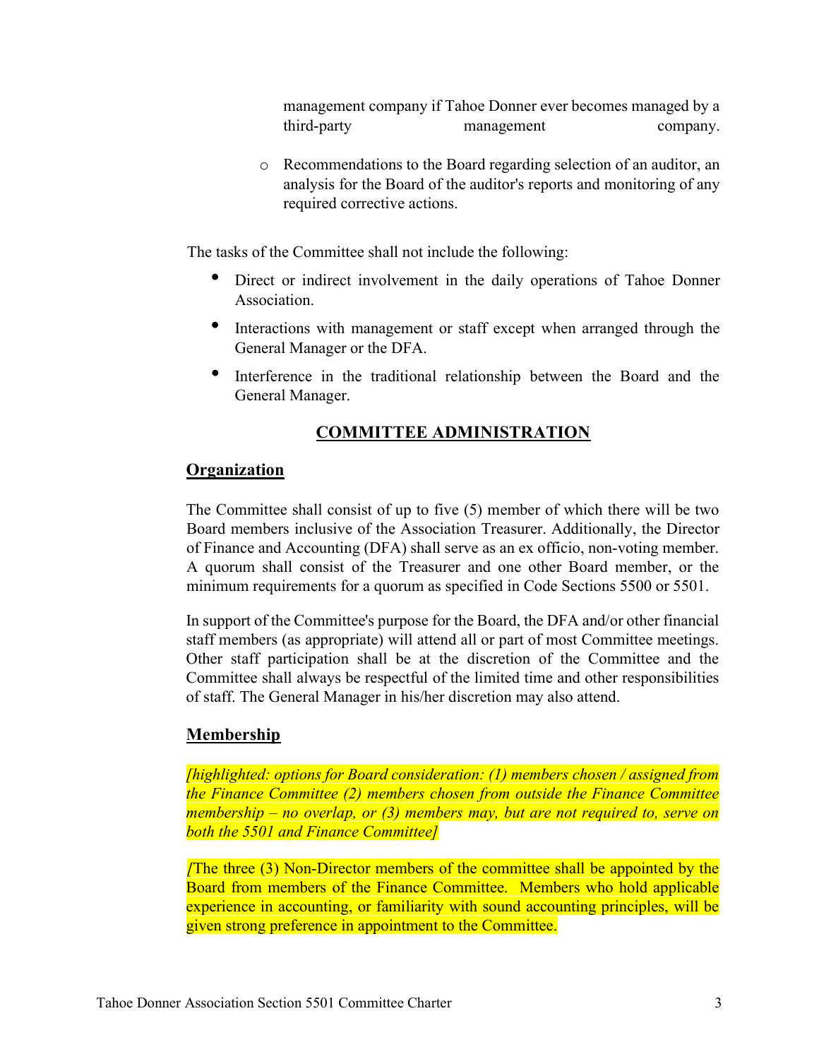management company if Tahoe Donner ever becomes managed by a third-party management company.

- Recommendations to the Board regarding selection of an auditor, an analysis for the Board of the auditor's reports and monitoring of any required corrective actions.

The tasks of the Committee shall not include the following:

- Direct or indirect involvement in the daily operations of Tahoe Donner Association.
- Interactions with management or staff except when arranged through the General Manager or the DFA.
- Interference in the traditional relationship between the Board and the General Manager.

## COMMITTEE ADMINISTRATION

### Organization

The Committee shall consist of up to five (5) member of which there will be two Board members inclusive of the Association Treasurer. Additionally, the Director of Finance and Accounting (DFA) shall serve as an ex officio, non-voting member. A quorum shall consist of the Treasurer and one other Board member, or the minimum requirements for a quorum as specified in Code Sections 5500 or 5501.

In support of the Committee's purpose for the Board, the DFA and/or other financial staff members (as appropriate) will attend all or part of most Committee meetings. Other staff participation shall be at the discretion of the Committee and the Committee shall always be respectful of the limited time and other responsibilities of staff. The General Manager in his/her discretion may also attend.

### Membership

*[highlighted: options for Board consideration: (1) members chosen / assigned from the Finance Committee (2) members chosen from outside the Finance Committee membership – no overlap, or (3) members may, but are not required to, serve on both the 5501 and Finance Committee]*

*[*The three (3) Non-Director members of the committee shall be appointed by the Board from members of the Finance Committee. Members who hold applicable experience in accounting, or familiarity with sound accounting principles, will be given strong preference in appointment to the Committee.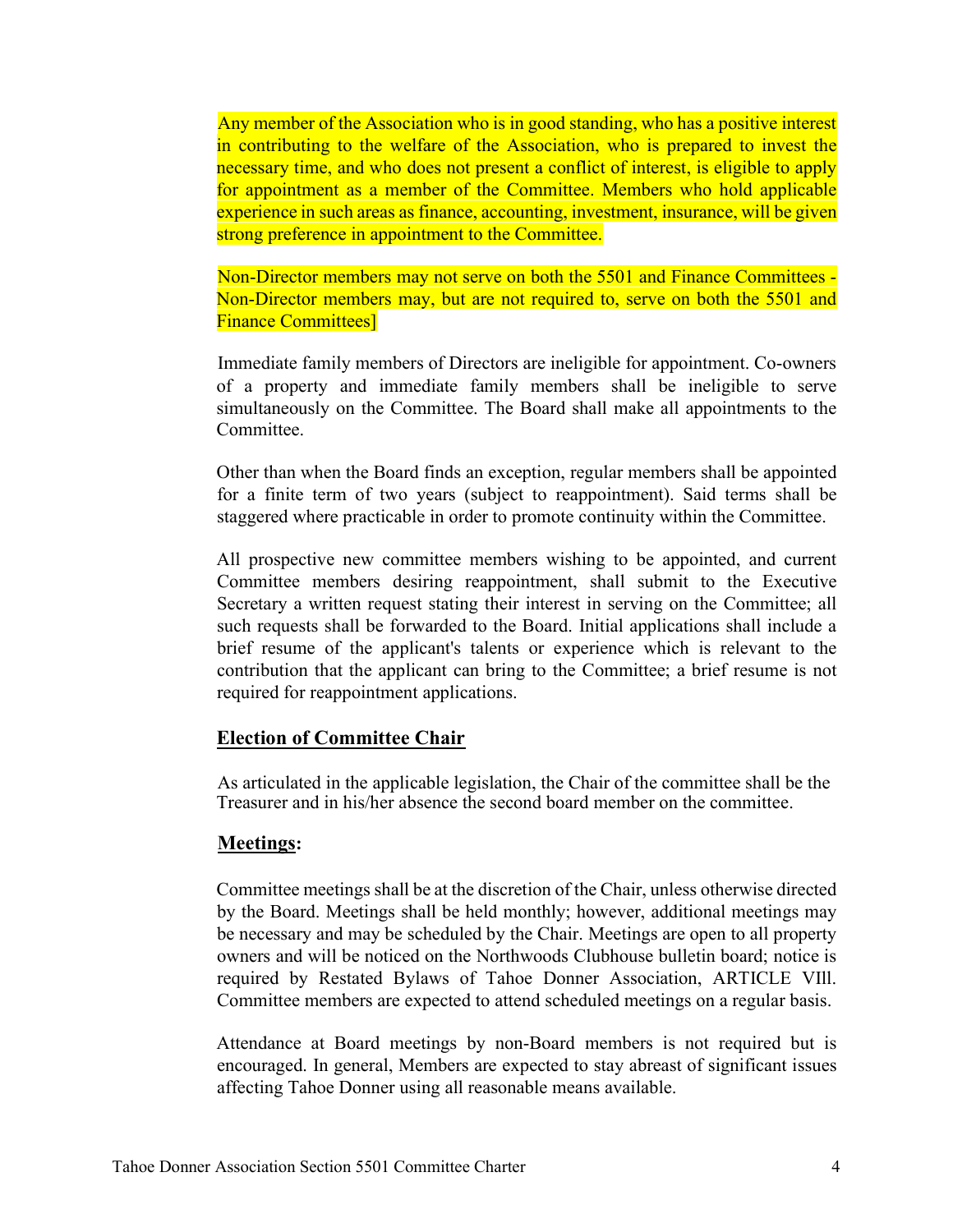Any member of the Association who is in good standing, who has a positive interest in contributing to the welfare of the Association, who is prepared to invest the necessary time, and who does not present a conflict of interest, is eligible to apply for appointment as a member of the Committee. Members who hold applicable experience in such areas as finance, accounting, investment, insurance, will be given strong preference in appointment to the Committee.

Non-Director members may not serve on both the 5501 and Finance Committees - Non-Director members may, but are not required to, serve on both the 5501 and Finance Committees]

Immediate family members of Directors are ineligible for appointment. Co-owners of a property and immediate family members shall be ineligible to serve simultaneously on the Committee. The Board shall make all appointments to the Committee.

Other than when the Board finds an exception, regular members shall be appointed for a finite term of two years (subject to reappointment). Said terms shall be staggered where practicable in order to promote continuity within the Committee.

All prospective new committee members wishing to be appointed, and current Committee members desiring reappointment, shall submit to the Executive Secretary a written request stating their interest in serving on the Committee; all such requests shall be forwarded to the Board. Initial applications shall include a brief resume of the applicant's talents or experience which is relevant to the contribution that the applicant can bring to the Committee; a brief resume is not required for reappointment applications.

## <u>Election of Committee Chair</u>

As articulated in the applicable legislation, the Chair of the committee shall be the Treasurer and in his/her absence the second board member on the committee.

## <u>Meetings</u>:

Committee meetings shall be at the discretion of the Chair, unless otherwise directed by the Board. Meetings shall be held monthly; however, additional meetings may be necessary and may be scheduled by the Chair. Meetings are open to all property owners and will be noticed on the Northwoods Clubhouse bulletin board; notice is required by Restated Bylaws of Tahoe Donner Association, ARTICLE VIIl. Committee members are expected to attend scheduled meetings on a regular basis.

Attendance at Board meetings by non-Board members is not required but is encouraged. In general, Members are expected to stay abreast of significant issues affecting Tahoe Donner using all reasonable means available.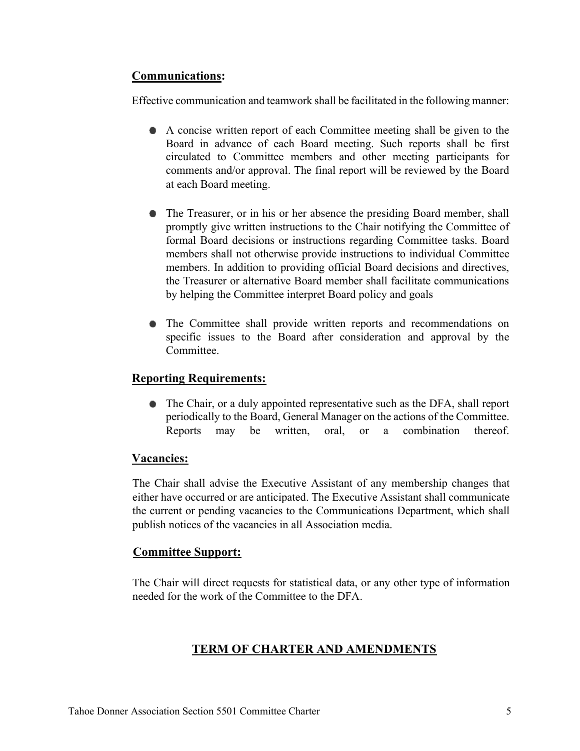## **Communications:**

Effective communication and teamwork shall be facilitated in the following manner:

- A concise written report of each Committee meeting shall be given to the Board in advance of each Board meeting. Such reports shall be first circulated to Committee members and other meeting participants for comments and/or approval. The final report will be reviewed by the Board at each Board meeting.

- The Treasurer, or in his or her absence the presiding Board member, shall promptly give written instructions to the Chair notifying the Committee of formal Board decisions or instructions regarding Committee tasks. Board members shall not otherwise provide instructions to individual Committee members. In addition to providing official Board decisions and directives, the Treasurer or alternative Board member shall facilitate communications by helping the Committee interpret Board policy and goals

- The Committee shall provide written reports and recommendations on specific issues to the Board after consideration and approval by the Committee.

## **Reporting Requirements:**

- The Chair, or a duly appointed representative such as the DFA, shall report periodically to the Board, General Manager on the actions of the Committee. Reports may be written, oral, or a combination thereof.

## **Vacancies:**

The Chair shall advise the Executive Assistant of any membership changes that either have occurred or are anticipated. The Executive Assistant shall communicate the current or pending vacancies to the Communications Department, which shall publish notices of the vacancies in all Association media.

## **Committee Support:**

The Chair will direct requests for statistical data, or any other type of information needed for the work of the Committee to the DFA.

# **TERM OF CHARTER AND AMENDMENTS**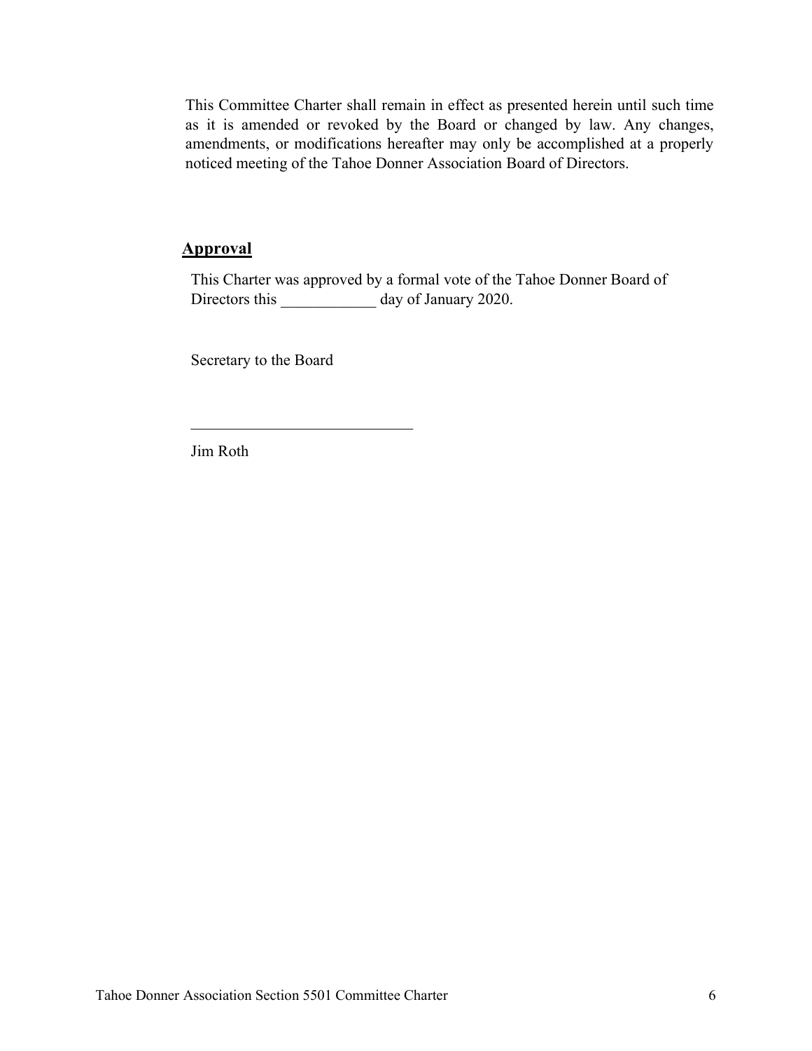This Committee Charter shall remain in effect as presented herein until such time as it is amended or revoked by the Board or changed by law. Any changes, amendments, or modifications hereafter may only be accomplished at a properly noticed meeting of the Tahoe Donner Association Board of Directors.

## Approval

This Charter was approved by a formal vote of the Tahoe Donner Board of Directors this ____________ day of January 2020.

Secretary to the Board

____________________________

Jim Roth